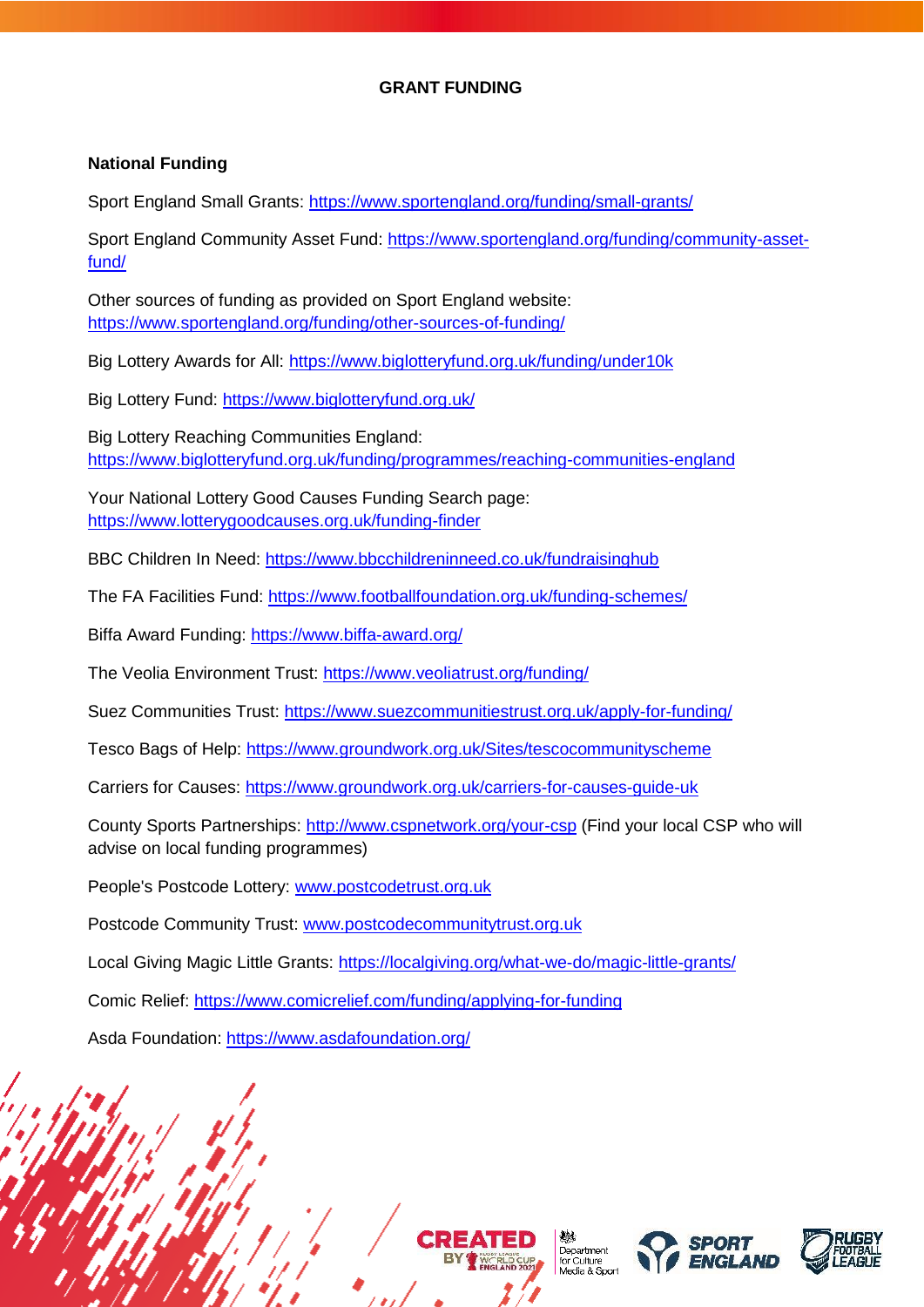# GRANT FUNDING

## National Funding

Sport England Small Grants: https://www.sportengland.org/funding/small-grants/

Sport England Community Asset Fund: https://www.sportengland.org/funding/community-asset-fund/

Other sources of funding as provided on Sport England website: https://www.sportengland.org/funding/other-sources-of-funding/

Big Lottery Awards for All: https://www.biglotteryfund.org.uk/funding/under10k

Big Lottery Fund: https://www.biglotteryfund.org.uk/

Big Lottery Reaching Communities England: https://www.biglotteryfund.org.uk/funding/programmes/reaching-communities-england

Your National Lottery Good Causes Funding Search page: https://www.lotterygoodcauses.org.uk/funding-finder

BBC Children In Need: https://www.bbcchildreninneed.co.uk/fundraisinghub

The FA Facilities Fund: https://www.footballfoundation.org.uk/funding-schemes/

Biffa Award Funding: https://www.biffa-award.org/

The Veolia Environment Trust: https://www.veoliatrust.org/funding/

Suez Communities Trust: https://www.suezcommunitiestrust.org.uk/apply-for-funding/

Tesco Bags of Help: https://www.groundwork.org.uk/Sites/tescocommunityscheme

Carriers for Causes: https://www.groundwork.org.uk/carriers-for-causes-guide-uk

County Sports Partnerships: http://www.cspnetwork.org/your-csp (Find your local CSP who will advise on local funding programmes)

People's Postcode Lottery: www.postcodetrust.org.uk

Postcode Community Trust: www.postcodecommunitytrust.org.uk

Local Giving Magic Little Grants: https://localgiving.org/what-we-do/magic-little-grants/

Comic Relief: https://www.comicrelief.com/funding/applying-for-funding

Asda Foundation: https://www.asdafoundation.org/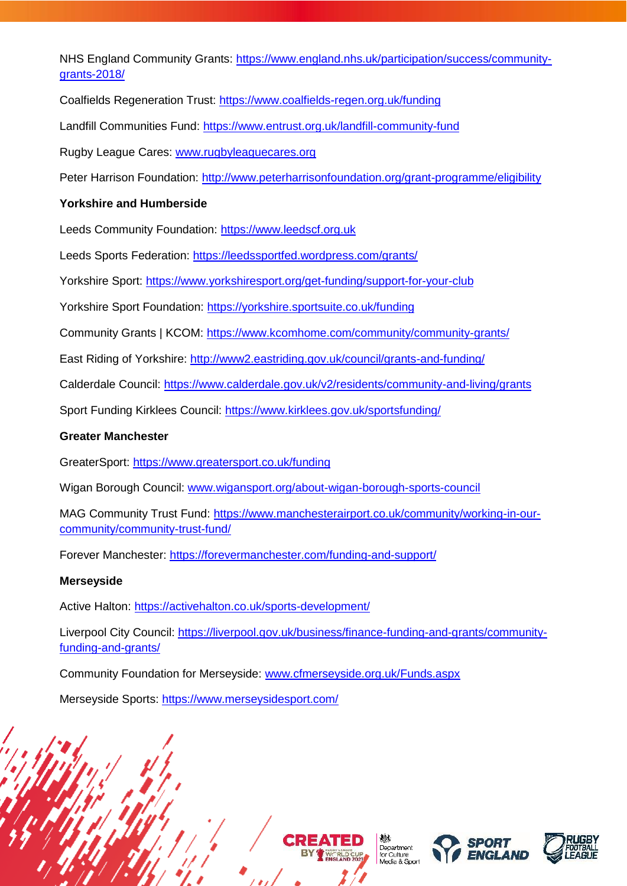NHS England Community Grants: https://www.england.nhs.uk/participation/success/community-grants-2018/

Coalfields Regeneration Trust: https://www.coalfields-regen.org.uk/funding

Landfill Communities Fund: https://www.entrust.org.uk/landfill-community-fund

Rugby League Cares: www.rugbyleaguecares.org

Peter Harrison Foundation: http://www.peterharrisonfoundation.org/grant-programme/eligibility

**Yorkshire and Humberside**

Leeds Community Foundation: https://www.leedscf.org.uk

Leeds Sports Federation: https://leedssportfed.wordpress.com/grants/

Yorkshire Sport: https://www.yorkshiresport.org/get-funding/support-for-your-club

Yorkshire Sport Foundation: https://yorkshire.sportsuite.co.uk/funding

Community Grants | KCOM: https://www.kcomhome.com/community/community-grants/

East Riding of Yorkshire: http://www2.eastriding.gov.uk/council/grants-and-funding/

Calderdale Council: https://www.calderdale.gov.uk/v2/residents/community-and-living/grants

Sport Funding Kirklees Council: https://www.kirklees.gov.uk/sportsfunding/

**Greater Manchester**

GreaterSport: https://www.greatersport.co.uk/funding

Wigan Borough Council: www.wigansport.org/about-wigan-borough-sports-council

MAG Community Trust Fund: https://www.manchesterairport.co.uk/community/working-in-our-community/community-trust-fund/

Forever Manchester: https://forevermanchester.com/funding-and-support/

**Merseyside**

Active Halton: https://activehalton.co.uk/sports-development/

Liverpool City Council: https://liverpool.gov.uk/business/finance-funding-and-grants/community-funding-and-grants/

Community Foundation for Merseyside: www.cfmerseyside.org.uk/Funds.aspx

Merseyside Sports: https://www.merseysidesport.com/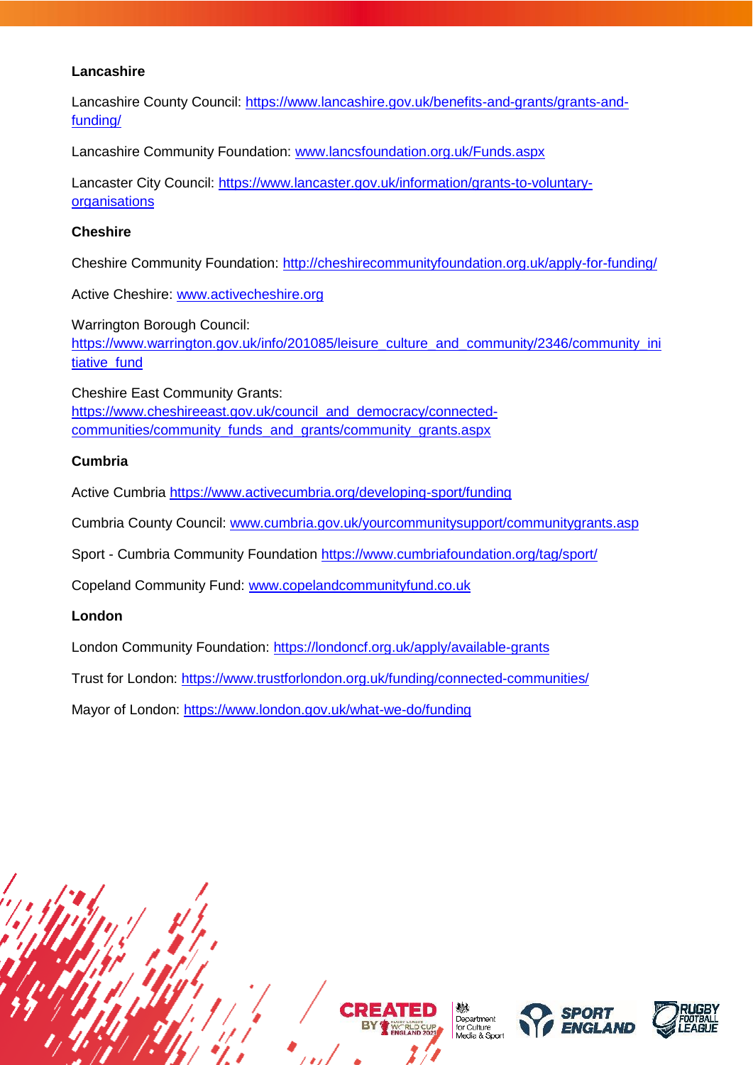**Lancashire**

Lancashire County Council: https://www.lancashire.gov.uk/benefits-and-grants/grants-and-funding/

Lancashire Community Foundation: www.lancsfoundation.org.uk/Funds.aspx

Lancaster City Council: https://www.lancaster.gov.uk/information/grants-to-voluntary-organisations

**Cheshire**

Cheshire Community Foundation: http://cheshirecommunityfoundation.org.uk/apply-for-funding/

Active Cheshire: www.activecheshire.org

Warrington Borough Council: https://www.warrington.gov.uk/info/201085/leisure_culture_and_community/2346/community_initiative_fund

Cheshire East Community Grants: https://www.cheshireeast.gov.uk/council_and_democracy/connected-communities/community_funds_and_grants/community_grants.aspx

**Cumbria**

Active Cumbria https://www.activecumbria.org/developing-sport/funding

Cumbria County Council: www.cumbria.gov.uk/yourcommunitysupport/communitygrants.asp

Sport - Cumbria Community Foundation https://www.cumbriafoundation.org/tag/sport/

Copeland Community Fund: www.copelandcommunityfund.co.uk

**London**

London Community Foundation: https://londoncf.org.uk/apply/available-grants

Trust for London: https://www.trustforlondon.org.uk/funding/connected-communities/

Mayor of London: https://www.london.gov.uk/what-we-do/funding